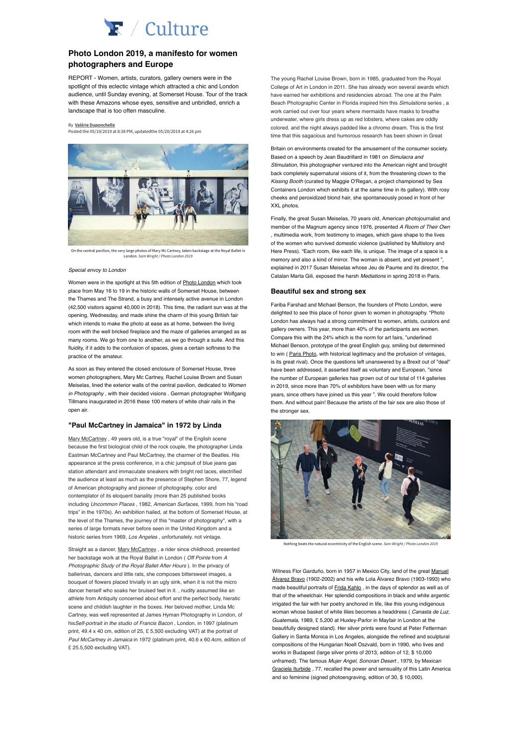# Photo London 2019, a manifesto for women photographers and Europe

REPORT - Women, artists, curators, gallery owners were in the spotlight of this eclectic vintage which attracted a chic and London audience, until Sunday evening, at Somerset House. Tour of the track with these Amazons whose eyes, sensitive and unbridled, enrich a landscape that is too often masculine.

By Valérie Duponchelle
Posted the 05/19/2019 at 8:38 PM, updatedthe 05/20/2019 at 4:26 pm

On the central pavilion, the very large photos of Mary Mc Cartney, taken backstage at the Royal Ballet in London. *Sam Wright / Photo London 2019*

*Special envoy to London*

Women were in the spotlight at this 5th edition of Photo London which took place from May 16 to 19 in the historic walls of Somerset House, between the Thames and The Strand, a busy and intensely active avenue in London (42,500 visitors against 40,000 in 2018). This time, the radiant sun was at the opening, Wednesday, and made shine the charm of this young British fair which intends to make the photo at ease as at home, between the living room with the well bricked fireplace and the maze of galleries arranged as as many rooms. We go from one to another, as we go through a suite. And this fluidity, if it adds to the confusion of spaces, gives a certain softness to the practice of the amateur.

As soon as they entered the closed enclosure of Somerset House, three women photographers, Mary Mc Cartney, Rachel Louise Brown and Susan Meiselas, lined the exterior walls of the central pavilion, dedicated to *Women in Photography* , with their decided visions . German photographer Wolfgang Tillmans inaugurated in 2016 these 100 meters of white chair rails in the open air.

## "Paul McCartney in Jamaica" in 1972 by Linda

Mary McCartney , 49 years old, is a true "royal" of the English scene because the first biological child of the rock couple, the photographer Linda Eastman McCartney and Paul McCartney, the charmer of the Beatles. His appearance at the press conference, in a chic jumpsuit of blue jeans gas station attendant and immaculate sneakers with bright red laces, electrified the audience at least as much as the presence of Stephen Shore, 77, legend of American photography and pioneer of photography. color and contemplator of its eloquent banality (more than 25 published books including *Uncommon Places* , 1982, *American Surfaces*, 1999, from his "road trips" in the 1970s). An exhibition hailed, at the bottom of Somerset House, at the level of the Thames, the journey of this "master of photography", with a series of large formats never before seen in the United Kingdom and a historic series from 1969, *Los Angeles* , unfortunately. not vintage.

Straight as a dancer, Mary McCartney , a rider since childhood, presented her backstage work at the Royal Ballet in London ( *Off Pointe* from *A Photographic Study of the Royal Ballet After Hours* ). In the privacy of ballerinas, dancers and little rats, she composes bittersweet images, a bouquet of flowers placed trivially in an ugly sink, when it is not the micro dancer herself who soaks her bruised feet in it. , nudity assumed like an athlete from Antiquity concerned about effort and the perfect body, hieratic scene and childish laughter in the boxes. Her beloved mother, Linda Mc Cartney, was well represented at James Hyman Photography in London, of his*Self-portrait in the studio of Francis Bacon* , London, in 1997 (platinum print, 49.4 x 40 cm, edition of 25, £ 5,500 excluding VAT) at the portrait of *Paul McCartney in Jamaica* in 1972 (platinum print, 40.6 x 60.4cm, edition of £ 25.5,500 excluding VAT).

The young Rachel Louise Brown, born in 1985, graduated from the Royal College of Art in London in 2011. She has already won several awards which have earned her exhibitions and residencies abroad. The one at the Palm Beach Photographic Center in Florida inspired him this *Simulations* series , a work carried out over four years where mermaids have masks to breathe underwater, where girls dress up as red lobsters, where cakes are oddly colored. and the night always padded like a chromo dream. This is the first time that this sagacious and humorous research has been shown in Great Britain on environments created for the amusement of the consumer society. Based on a speech by Jean Baudrillard in 1981 on *Simulacra and Stimulation*, this photographer ventured into the American night and brought back completely supernatural visions of it, from the threatening clown to the *Kissing Booth* (curated by Maggie O'Regan, a project championed by Sea Containers London which exhibits it at the same time in its gallery). With rosy cheeks and peroxidized blond hair, she spontaneously posed in front of her XXL photos.

Finally, the great Susan Meiselas, 70 years old, American photojournalist and member of the Magnum agency since 1976, presented *A Room of Their Own* , multimedia work, from testimony to images, which gave shape to the lives of the women who survived domestic violence (published by Multistory and Here Press). "Each room, like each life, is unique. The image of a space is a memory and also a kind of mirror. The woman is absent, and yet present ", explained in 2017 Susan Meiselas whose Jeu de Paume and its director, the Catalan Marta Gili, exposed the harsh *Mediations* in spring 2018 in Paris.

## Beautiful sex and strong sex

Fariba Farshad and Michael Benson, the founders of Photo London, were delighted to see this place of honor given to women in photography. "Photo London has always had a strong commitment to women, artists, curators and gallery owners. This year, more than 40% of the participants are women. Compare this with the 24% which is the norm for art fairs, "underlined Michael Benson, prototype of the great English guy, smiling but determined to win ( Paris Photo, with historical legitimacy and the profusion of vintages, is its great rival). Once the questions left unanswered by a Brexit out of "deal" have been addressed, it asserted itself as voluntary and European, "since the number of European galleries has grown out of our total of 114 galleries in 2019, since more than 70% of exhibitors have been with us for many years, since others have joined us this year ". We could therefore follow them. And without pain! Because the artists of the fair sex are also those of the stronger sex.

Nothing beats the natural eccentricity of the English scene. *Sam Wright / Photo London 2019*

Witness Flor Garduño, born in 1957 in Mexico City, land of the great Manuel Álvarez Bravo (1902-2002) and his wife Lola Álvarez Bravo (1903-1993) who made beautiful portraits of Frida Kahlo , in the days of splendor as well as of that of the wheelchair. Her splendid compositions in black and white argentic irrigated the fair with her poetry anchored in life, like this young indigenous woman whose basket of white lilies becomes a headdress ( *Canasta de Luz, Guatemala*, 1989, £ 5,200 at Huxley-Parlor in Mayfair in London at the beautifully designed stand). Her silver prints were found at Peter Fetterman Gallery in Santa Monica in Los Angeles, alongside the refined and sculptural compositions of the Hungarian Noell Oszvald, born in 1990, who lives and works in Budapest (large silver prints of 2013, edition of 12, $ 10,000 unframed). The famous *Mujer Angel, Sonoran Desert* , 1979, by Mexican Graciela Iturbide , 77, recalled the power and sensuality of this Latin America and so feminine (signed photoengraving, edition of 30, $ 10,000).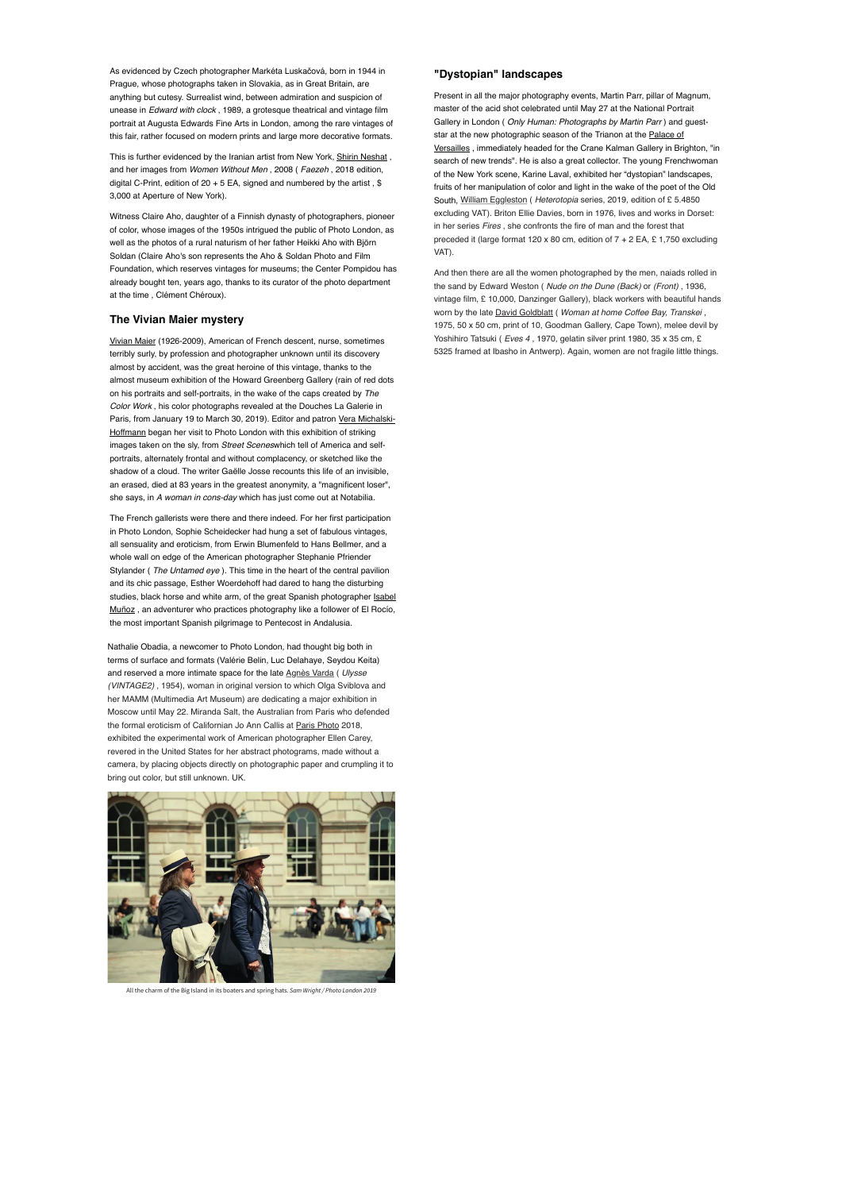As evidenced by Czech photographer Markéta Luskačová, born in 1944 in Prague, whose photographs taken in Slovakia, as in Great Britain, are anything but cutesy. Surrealist wind, between admiration and suspicion of unease in *Edward with clock* , 1989, a grotesque theatrical and vintage film portrait at Augusta Edwards Fine Arts in London, among the rare vintages of this fair, rather focused on modern prints and large more decorative formats.

This is further evidenced by the Iranian artist from New York, Shirin Neshat , and her images from *Women Without Men* , 2008 ( *Faezeh* , 2018 edition, digital C-Print, edition of 20 + 5 EA, signed and numbered by the artist , $ 3,000 at Aperture of New York).

Witness Claire Aho, daughter of a Finnish dynasty of photographers, pioneer of color, whose images of the 1950s intrigued the public of Photo London, as well as the photos of a rural naturism of her father Heikki Aho with Björn Soldan (Claire Aho's son represents the Aho & Soldan Photo and Film Foundation, which reserves vintages for museums; the Center Pompidou has already bought ten, years ago, thanks to its curator of the photo department at the time , Clément Chéroux).

## The Vivian Maier mystery

Vivian Maier (1926-2009), American of French descent, nurse, sometimes terribly surly, by profession and photographer unknown until its discovery almost by accident, was the great heroine of this vintage, thanks to the almost museum exhibition of the Howard Greenberg Gallery (rain of red dots on his portraits and self-portraits, in the wake of the caps created by *The Color Work* , his color photographs revealed at the Douches La Galerie in Paris, from January 19 to March 30, 2019). Editor and patron Vera Michalski-Hoffmann began her visit to Photo London with this exhibition of striking images taken on the sly, from *Street Scenes*which tell of America and self-portraits, alternately frontal and without complacency, or sketched like the shadow of a cloud. The writer Gaëlle Josse recounts this life of an invisible, an erased, died at 83 years in the greatest anonymity, a "magnificent loser", she says, in *A woman in cons-day* which has just come out at Notabilia.

The French gallerists were there and there indeed. For her first participation in Photo London, Sophie Scheidecker had hung a set of fabulous vintages, all sensuality and eroticism, from Erwin Blumenfeld to Hans Bellmer, and a whole wall on edge of the American photographer Stephanie Pfriender Stylander ( *The Untamed eye* ). This time in the heart of the central pavilion and its chic passage, Esther Woerdehoff had dared to hang the disturbing studies, black horse and white arm, of the great Spanish photographer Isabel Muñoz , an adventurer who practices photography like a follower of El Rocio, the most important Spanish pilgrimage to Pentecost in Andalusia.

Nathalie Obadia, a newcomer to Photo London, had thought big both in terms of surface and formats (Valérie Belin, Luc Delahaye, Seydou Keita) and reserved a more intimate space for the late Agnès Varda ( *Ulysse (VINTAGE2)* , 1954), woman in original version to which Olga Sviblova and her MAMM (Multimedia Art Museum) are dedicating a major exhibition in Moscow until May 22. Miranda Salt, the Australian from Paris who defended the formal eroticism of Californian Jo Ann Callis at Paris Photo 2018, exhibited the experimental work of American photographer Ellen Carey, revered in the United States for her abstract photograms, made without a camera, by placing objects directly on photographic paper and crumpling it to bring out color, but still unknown. UK.

All the charm of the Big Island in its boaters and spring hats. *Sam Wright / Photo London 2019*

## "Dystopian" landscapes

Present in all the major photography events, Martin Parr, pillar of Magnum, master of the acid shot celebrated until May 27 at the National Portrait Gallery in London ( *Only Human: Photographs by Martin Parr* ) and guest-star at the new photographic season of the Trianon at the Palace of Versailles , immediately headed for the Crane Kalman Gallery in Brighton, "in search of new trends". He is also a great collector. The young Frenchwoman of the New York scene, Karine Laval, exhibited her "dystopian" landscapes, fruits of her manipulation of color and light in the wake of the poet of the Old South, William Eggleston ( *Heterotopia* series, 2019, edition of £ 5.4850 excluding VAT). Briton Ellie Davies, born in 1976, lives and works in Dorset: in her series *Fires* , she confronts the fire of man and the forest that preceded it (large format 120 x 80 cm, edition of 7 + 2 EA, £ 1,750 excluding VAT).

And then there are all the women photographed by the men, naiads rolled in the sand by Edward Weston ( *Nude on the Dune (Back)* or *(Front)* , 1936, vintage film, £ 10,000, Danzinger Gallery), black workers with beautiful hands worn by the late David Goldblatt ( *Woman at home Coffee Bay, Transkei* , 1975, 50 x 50 cm, print of 10, Goodman Gallery, Cape Town), melee devil by Yoshihiro Tatsuki ( *Eves 4* , 1970, gelatin silver print 1980, 35 x 35 cm, £ 5325 framed at Ibasho in Antwerp). Again, women are not fragile little things.